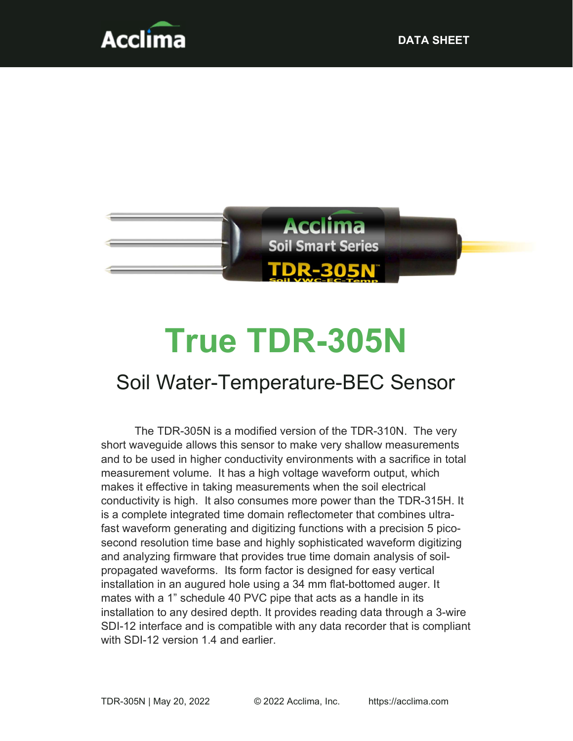# True TDR-305N

## Soil Water-Temperature-BEC Sensor

The TDR-305N is a modified version of the TDR-310N. The very short waveguide allows this sensor to make very shallow measurements and to be used in higher conductivity environments with a sacrifice in total measurement volume. It has a high voltage waveform output, which makes it effective in taking measurements when the soil electrical conductivity is high. It also consumes more power than the TDR-315H. It is a complete integrated time domain reflectometer that combines ultra-fast waveform generating and digitizing functions with a precision 5 pico-second resolution time base and highly sophisticated waveform digitizing and analyzing firmware that provides true time domain analysis of soil-propagated waveforms. Its form factor is designed for easy vertical installation in an augured hole using a 34 mm flat-bottomed auger. It mates with a 1" schedule 40 PVC pipe that acts as a handle in its installation to any desired depth. It provides reading data through a 3-wire SDI-12 interface and is compatible with any data recorder that is compliant with SDI-12 version 1.4 and earlier.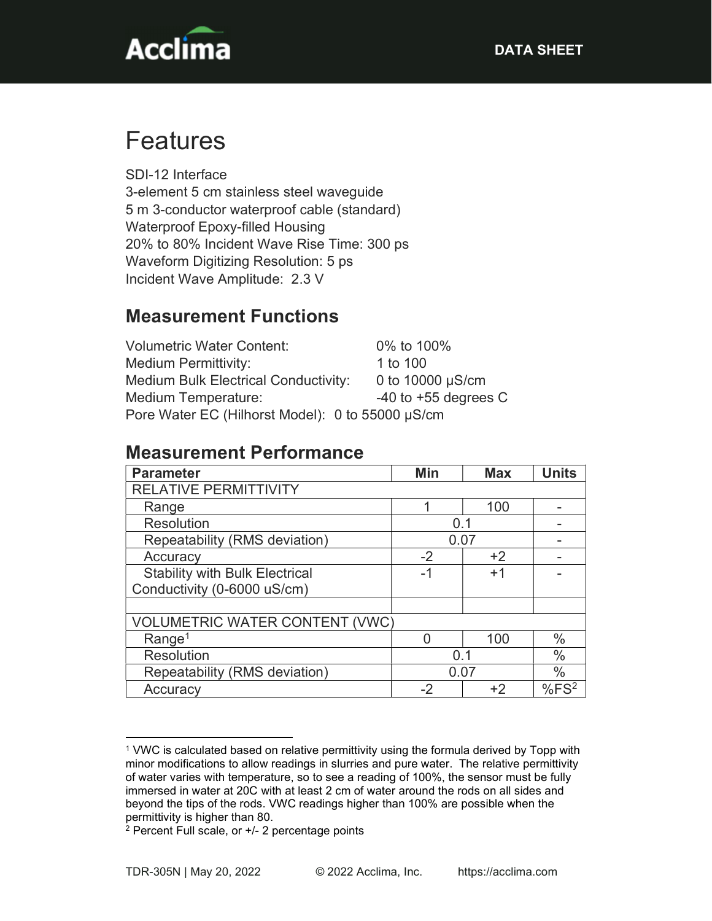# Features

SDI-12 Interface
3-element 5 cm stainless steel waveguide
5 m 3-conductor waterproof cable (standard)
Waterproof Epoxy-filled Housing
20% to 80% Incident Wave Rise Time: 300 ps
Waveform Digitizing Resolution: 5 ps
Incident Wave Amplitude: 2.3 V

## Measurement Functions

Volumetric Water Content: 0% to 100%
Medium Permittivity: 1 to 100
Medium Bulk Electrical Conductivity: 0 to 10000 μS/cm
Medium Temperature: -40 to +55 degrees C
Pore Water EC (Hilhorst Model): 0 to 55000 μS/cm

## Measurement Performance

| Parameter | Min | Max | Units |
|---|---|---|---|
| RELATIVE PERMITTIVITY | | | |
| Range | 1 | 100 | - |
| Resolution | 0.1 | | - |
| Repeatability (RMS deviation) | 0.07 | | - |
| Accuracy | -2 | +2 | - |
| Stability with Bulk Electrical Conductivity (0-6000 uS/cm) | -1 | +1 | - |
| | | | |
| VOLUMETRIC WATER CONTENT (VWC) | | | |
| Range[1] | 0 | 100 | % |
| Resolution | 0.1 | | % |
| Repeatability (RMS deviation) | 0.07 | | % |
| Accuracy | -2 | +2 | %FS[2] |

[1] VWC is calculated based on relative permittivity using the formula derived by Topp with minor modifications to allow readings in slurries and pure water. The relative permittivity of water varies with temperature, so to see a reading of 100%, the sensor must be fully immersed in water at 20C with at least 2 cm of water around the rods on all sides and beyond the tips of the rods. VWC readings higher than 100% are possible when the permittivity is higher than 80.

[2] Percent Full scale, or +/- 2 percentage points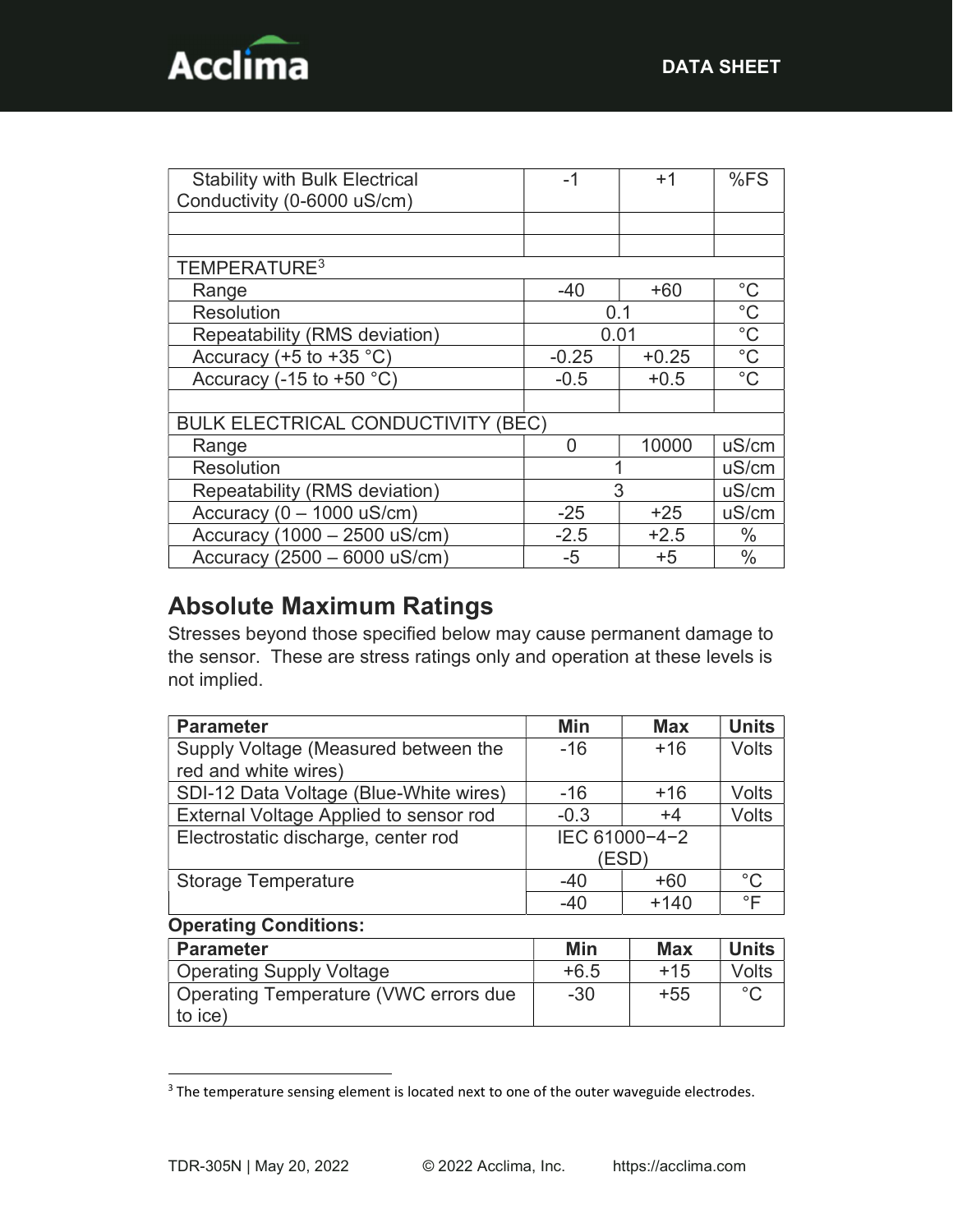| | | | |
|---|---|---|---|
| Stability with Bulk Electrical Conductivity (0-6000 uS/cm) | -1 | +1 | %FS |
| | | | |
| | | | |
| TEMPERATURE[3] | | | |
| Range | -40 | +60 | °C |
| Resolution | 0.1 | | °C |
| Repeatability (RMS deviation) | 0.01 | | °C |
| Accuracy (+5 to +35 °C) | -0.25 | +0.25 | °C |
| Accuracy (-15 to +50 °C) | -0.5 | +0.5 | °C |
| | | | |
| BULK ELECTRICAL CONDUCTIVITY (BEC) | | | |
| Range | 0 | 10000 | uS/cm |
| Resolution | 1 | | uS/cm |
| Repeatability (RMS deviation) | 3 | | uS/cm |
| Accuracy (0 – 1000 uS/cm) | -25 | +25 | uS/cm |
| Accuracy (1000 – 2500 uS/cm) | -2.5 | +2.5 | % |
| Accuracy (2500 – 6000 uS/cm) | -5 | +5 | % |

## Absolute Maximum Ratings

Stresses beyond those specified below may cause permanent damage to the sensor. These are stress ratings only and operation at these levels is not implied.

| Parameter | Min | Max | Units |
|---|---|---|---|
| Supply Voltage (Measured between the red and white wires) | -16 | +16 | Volts |
| SDI-12 Data Voltage (Blue-White wires) | -16 | +16 | Volts |
| External Voltage Applied to sensor rod | -0.3 | +4 | Volts |
| Electrostatic discharge, center rod | IEC 61000−4−2 (ESD) | | |
| Storage Temperature | -40 | +60 | °C |
| | -40 | +140 | °F |

**Operating Conditions:**

| Parameter | Min | Max | Units |
|---|---|---|---|
| Operating Supply Voltage | +6.5 | +15 | Volts |
| Operating Temperature (VWC errors due to ice) | -30 | +55 | °C |

[3] The temperature sensing element is located next to one of the outer waveguide electrodes.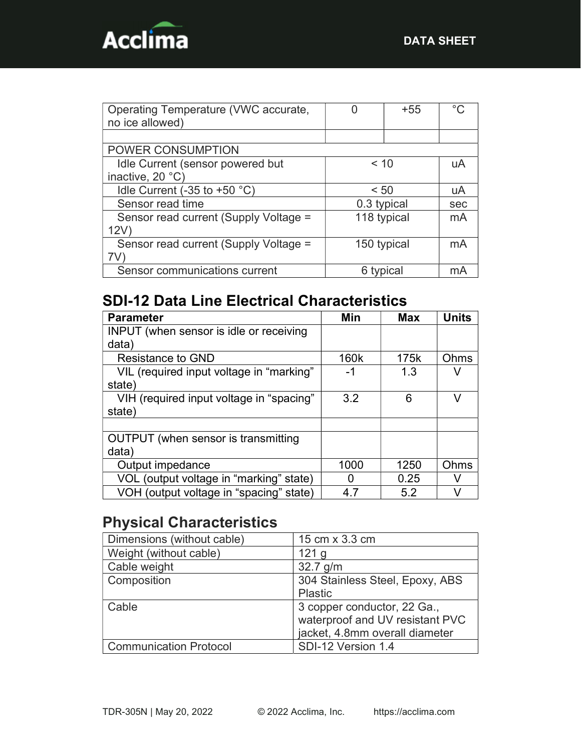| | | | |
|---|---|---|---|
| Operating Temperature (VWC accurate, no ice allowed) | 0 | +55 | °C |
| | | | |
| POWER CONSUMPTION | | | |
| Idle Current (sensor powered but inactive, 20 °C) | < 10 | | uA |
| Idle Current (-35 to +50 °C) | < 50 | | uA |
| Sensor read time | 0.3 typical | | sec |
| Sensor read current (Supply Voltage = 12V) | 118 typical | | mA |
| Sensor read current (Supply Voltage = 7V) | 150 typical | | mA |
| Sensor communications current | 6 typical | | mA |

## SDI-12 Data Line Electrical Characteristics

| Parameter | Min | Max | Units |
|---|---|---|---|
| INPUT (when sensor is idle or receiving data) | | | |
| Resistance to GND | 160k | 175k | Ohms |
| VIL (required input voltage in “marking” state) | -1 | 1.3 | V |
| VIH (required input voltage in “spacing” state) | 3.2 | 6 | V |
| | | | |
| OUTPUT (when sensor is transmitting data) | | | |
| Output impedance | 1000 | 1250 | Ohms |
| VOL (output voltage in “marking” state) | 0 | 0.25 | V |
| VOH (output voltage in “spacing” state) | 4.7 | 5.2 | V |

## Physical Characteristics

| | |
|---|---|
| Dimensions (without cable) | 15 cm x 3.3 cm |
| Weight (without cable) | 121 g |
| Cable weight | 32.7 g/m |
| Composition | 304 Stainless Steel, Epoxy, ABS Plastic |
| Cable | 3 copper conductor, 22 Ga., waterproof and UV resistant PVC jacket, 4.8mm overall diameter |
| Communication Protocol | SDI-12 Version 1.4 |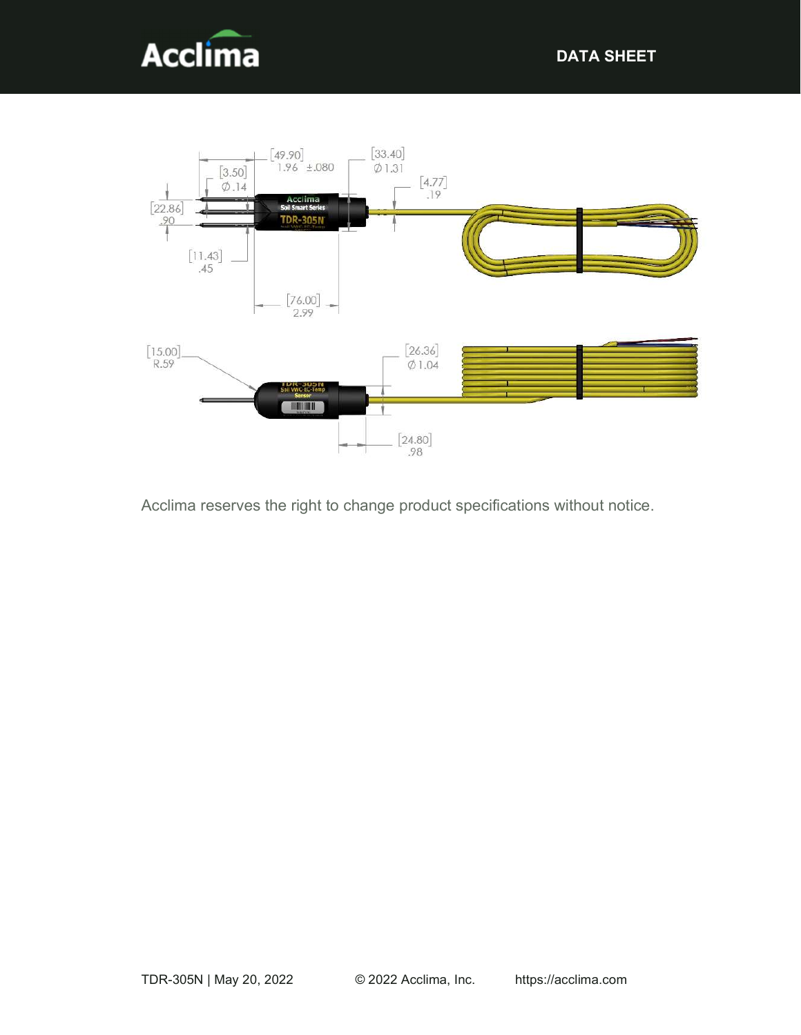[49.90]
1.96 ±.080

[33.40]
∅1.31

[3.50]
∅.14

[4.77]
.19

[22.86]
.90

[11.43]
.45

[76.00]
2.99

[15.00]
R.59

[26.36]
∅1.04

[24.80]
.98

Acclima reserves the right to change product specifications without notice.